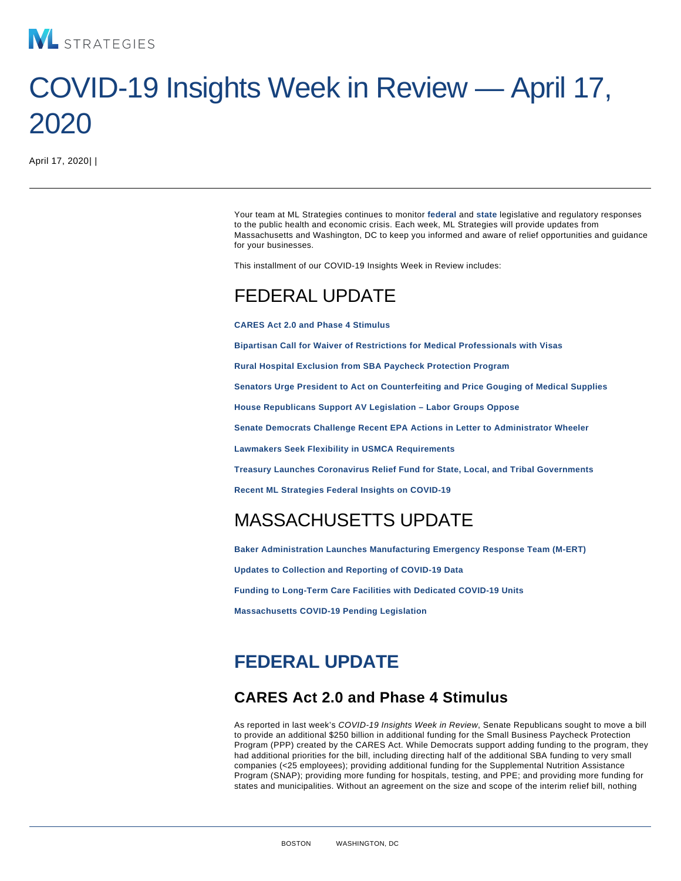# COVID-19 Insights Week in Review — April 17, 2020

April 17, 2020| |

Your team at ML Strategies continues to monitor **federal** and **state** legislative and regulatory responses to the public health and economic crisis. Each week, ML Strategies will provide updates from Massachusetts and Washington, DC to keep you informed and aware of relief opportunities and guidance for your businesses.

This installment of our COVID-19 Insights Week in Review includes:

## FEDERAL UPDATE

**CARES Act 2.0 and Phase 4 Stimulus**

**Bipartisan Call for Waiver of Restrictions for Medical Professionals with Visas**

**Rural Hospital Exclusion from SBA Paycheck Protection Program**

**Senators Urge President to Act on Counterfeiting and Price Gouging of Medical Supplies**

**House Republicans Support AV Legislation – Labor Groups Oppose**

**Senate Democrats Challenge Recent EPA Actions in Letter to Administrator Wheeler**

**Lawmakers Seek Flexibility in USMCA Requirements**

**Treasury Launches Coronavirus Relief Fund for State, Local, and Tribal Governments**

**Recent ML Strategies Federal Insights on COVID-19**

## MASSACHUSETTS UPDATE

**Baker Administration Launches Manufacturing Emergency Response Team (M-ERT)**

**Updates to Collection and Reporting of COVID-19 Data**

**Funding to Long-Term Care Facilities with Dedicated COVID-19 Units**

**Massachusetts COVID-19 Pending Legislation**

## FEDERAL UPDATE

### CARES Act 2.0 and Phase 4 Stimulus

As reported in last week's *COVID-19 Insights Week in Review*, Senate Republicans sought to move a bill to provide an additional $250 billion in additional funding for the Small Business Paycheck Protection Program (PPP) created by the CARES Act. While Democrats support adding funding to the program, they had additional priorities for the bill, including directing half of the additional SBA funding to very small companies (<25 employees); providing additional funding for the Supplemental Nutrition Assistance Program (SNAP); providing more funding for hospitals, testing, and PPE; and providing more funding for states and municipalities. Without an agreement on the size and scope of the interim relief bill, nothing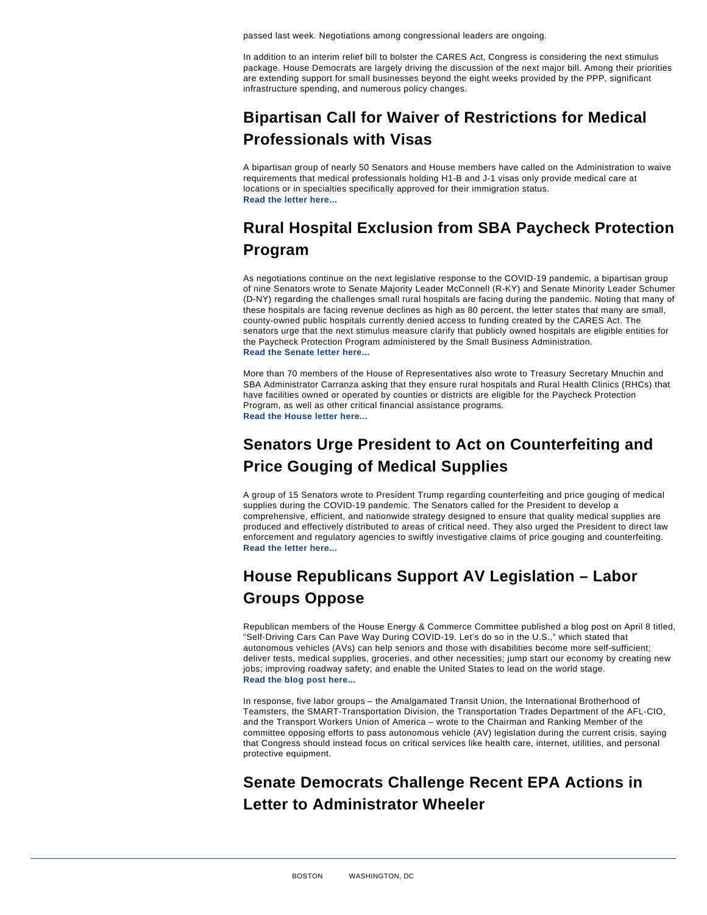passed last week. Negotiations among congressional leaders are ongoing.

In addition to an interim relief bill to bolster the CARES Act, Congress is considering the next stimulus package. House Democrats are largely driving the discussion of the next major bill. Among their priorities are extending support for small businesses beyond the eight weeks provided by the PPP, significant infrastructure spending, and numerous policy changes.

## Bipartisan Call for Waiver of Restrictions for Medical Professionals with Visas

A bipartisan group of nearly 50 Senators and House members have called on the Administration to waive requirements that medical professionals holding H1-B and J-1 visas only provide medical care at locations or in specialties specifically approved for their immigration status.
**Read the letter here...**

## Rural Hospital Exclusion from SBA Paycheck Protection Program

As negotiations continue on the next legislative response to the COVID-19 pandemic, a bipartisan group of nine Senators wrote to Senate Majority Leader McConnell (R-KY) and Senate Minority Leader Schumer (D-NY) regarding the challenges small rural hospitals are facing during the pandemic. Noting that many of these hospitals are facing revenue declines as high as 80 percent, the letter states that many are small, county-owned public hospitals currently denied access to funding created by the CARES Act. The senators urge that the next stimulus measure clarify that publicly owned hospitals are eligible entities for the Paycheck Protection Program administered by the Small Business Administration.
**Read the Senate letter here...**

More than 70 members of the House of Representatives also wrote to Treasury Secretary Mnuchin and SBA Administrator Carranza asking that they ensure rural hospitals and Rural Health Clinics (RHCs) that have facilities owned or operated by counties or districts are eligible for the Paycheck Protection Program, as well as other critical financial assistance programs.
**Read the House letter here...**

## Senators Urge President to Act on Counterfeiting and Price Gouging of Medical Supplies

A group of 15 Senators wrote to President Trump regarding counterfeiting and price gouging of medical supplies during the COVID-19 pandemic. The Senators called for the President to develop a comprehensive, efficient, and nationwide strategy designed to ensure that quality medical supplies are produced and effectively distributed to areas of critical need. They also urged the President to direct law enforcement and regulatory agencies to swiftly investigative claims of price gouging and counterfeiting.
**Read the letter here...**

## House Republicans Support AV Legislation – Labor Groups Oppose

Republican members of the House Energy & Commerce Committee published a blog post on April 8 titled, “Self-Driving Cars Can Pave Way During COVID-19. Let’s do so in the U.S.,” which stated that autonomous vehicles (AVs) can help seniors and those with disabilities become more self-sufficient; deliver tests, medical supplies, groceries, and other necessities; jump start our economy by creating new jobs; improving roadway safety; and enable the United States to lead on the world stage.
**Read the blog post here...**

In response, five labor groups – the Amalgamated Transit Union, the International Brotherhood of Teamsters, the SMART-Transportation Division, the Transportation Trades Department of the AFL-CIO, and the Transport Workers Union of America – wrote to the Chairman and Ranking Member of the committee opposing efforts to pass autonomous vehicle (AV) legislation during the current crisis, saying that Congress should instead focus on critical services like health care, internet, utilities, and personal protective equipment.

## Senate Democrats Challenge Recent EPA Actions in Letter to Administrator Wheeler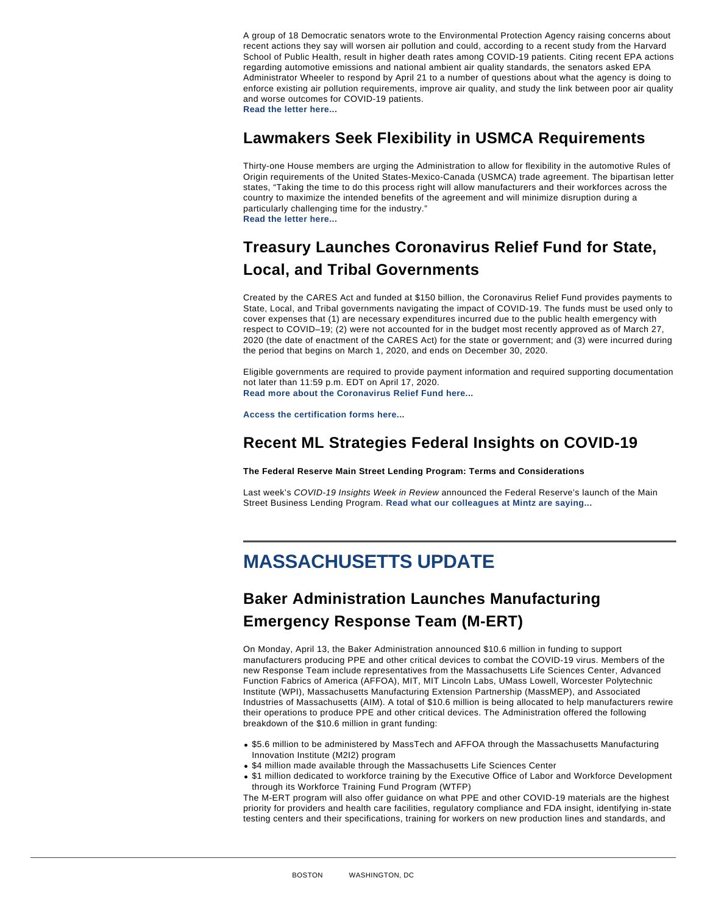A group of 18 Democratic senators wrote to the Environmental Protection Agency raising concerns about recent actions they say will worsen air pollution and could, according to a recent study from the Harvard School of Public Health, result in higher death rates among COVID-19 patients. Citing recent EPA actions regarding automotive emissions and national ambient air quality standards, the senators asked EPA Administrator Wheeler to respond by April 21 to a number of questions about what the agency is doing to enforce existing air pollution requirements, improve air quality, and study the link between poor air quality and worse outcomes for COVID-19 patients.
**Read the letter here...**

## Lawmakers Seek Flexibility in USMCA Requirements

Thirty-one House members are urging the Administration to allow for flexibility in the automotive Rules of Origin requirements of the United States-Mexico-Canada (USMCA) trade agreement. The bipartisan letter states, "Taking the time to do this process right will allow manufacturers and their workforces across the country to maximize the intended benefits of the agreement and will minimize disruption during a particularly challenging time for the industry."
**Read the letter here...**

## Treasury Launches Coronavirus Relief Fund for State, Local, and Tribal Governments

Created by the CARES Act and funded at $150 billion, the Coronavirus Relief Fund provides payments to State, Local, and Tribal governments navigating the impact of COVID-19. The funds must be used only to cover expenses that (1) are necessary expenditures incurred due to the public health emergency with respect to COVID–19; (2) were not accounted for in the budget most recently approved as of March 27, 2020 (the date of enactment of the CARES Act) for the state or government; and (3) were incurred during the period that begins on March 1, 2020, and ends on December 30, 2020.

Eligible governments are required to provide payment information and required supporting documentation not later than 11:59 p.m. EDT on April 17, 2020.
**Read more about the Coronavirus Relief Fund here...**

**Access the certification forms here...**

## Recent ML Strategies Federal Insights on COVID-19

**The Federal Reserve Main Street Lending Program: Terms and Considerations**

Last week's *COVID-19 Insights Week in Review* announced the Federal Reserve's launch of the Main Street Business Lending Program. **Read what our colleagues at Mintz are saying...**

# MASSACHUSETTS UPDATE

## Baker Administration Launches Manufacturing Emergency Response Team (M-ERT)

On Monday, April 13, the Baker Administration announced $10.6 million in funding to support manufacturers producing PPE and other critical devices to combat the COVID-19 virus. Members of the new Response Team include representatives from the Massachusetts Life Sciences Center, Advanced Function Fabrics of America (AFFOA), MIT, MIT Lincoln Labs, UMass Lowell, Worcester Polytechnic Institute (WPI), Massachusetts Manufacturing Extension Partnership (MassMEP), and Associated Industries of Massachusetts (AIM). A total of $10.6 million is being allocated to help manufacturers rewire their operations to produce PPE and other critical devices. The Administration offered the following breakdown of the $10.6 million in grant funding:

- $5.6 million to be administered by MassTech and AFFOA through the Massachusetts Manufacturing Innovation Institute (M2I2) program
- $4 million made available through the Massachusetts Life Sciences Center
- $1 million dedicated to workforce training by the Executive Office of Labor and Workforce Development through its Workforce Training Fund Program (WTFP)

The M-ERT program will also offer guidance on what PPE and other COVID-19 materials are the highest priority for providers and health care facilities, regulatory compliance and FDA insight, identifying in-state testing centers and their specifications, training for workers on new production lines and standards, and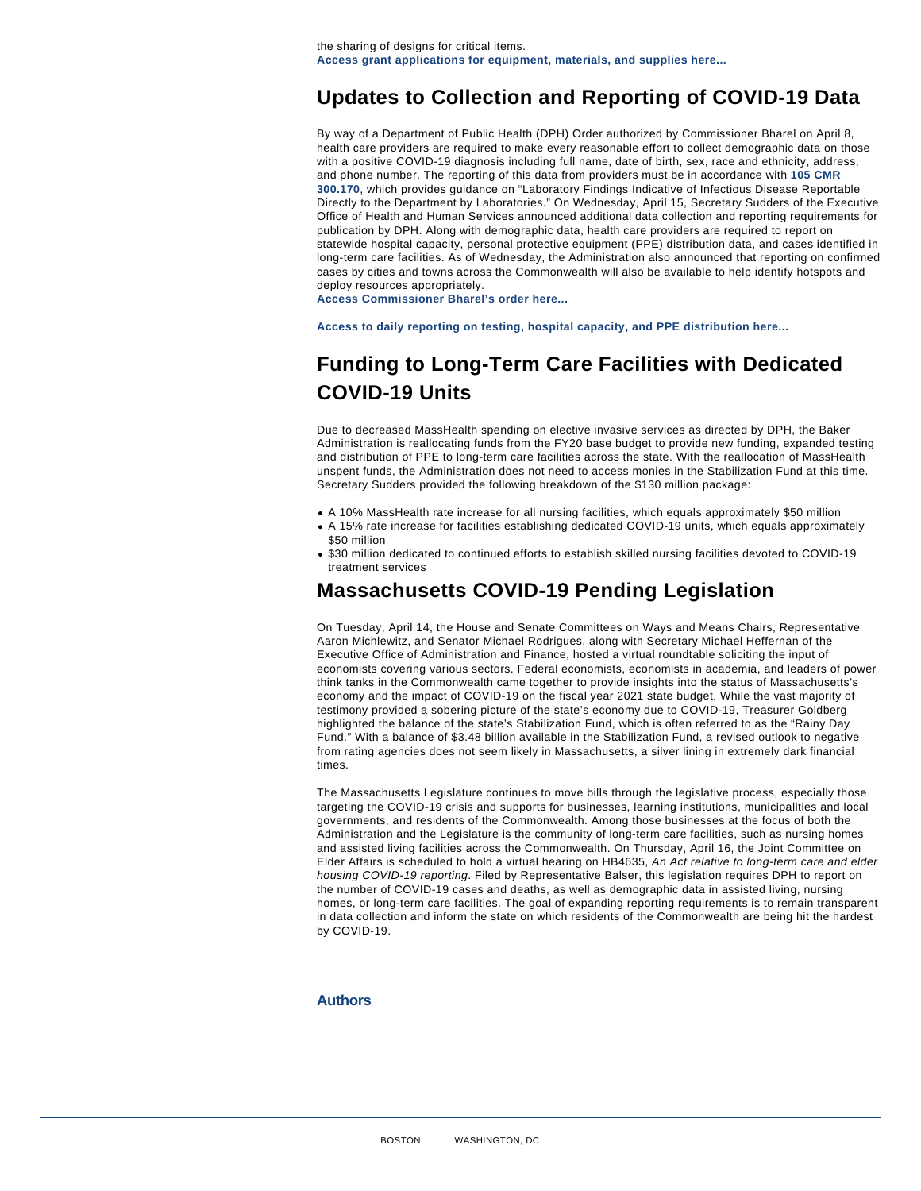the sharing of designs for critical items.
**Access grant applications for equipment, materials, and supplies here...**

## Updates to Collection and Reporting of COVID-19 Data

By way of a Department of Public Health (DPH) Order authorized by Commissioner Bharel on April 8, health care providers are required to make every reasonable effort to collect demographic data on those with a positive COVID-19 diagnosis including full name, date of birth, sex, race and ethnicity, address, and phone number. The reporting of this data from providers must be in accordance with **105 CMR 300.170**, which provides guidance on "Laboratory Findings Indicative of Infectious Disease Reportable Directly to the Department by Laboratories." On Wednesday, April 15, Secretary Sudders of the Executive Office of Health and Human Services announced additional data collection and reporting requirements for publication by DPH. Along with demographic data, health care providers are required to report on statewide hospital capacity, personal protective equipment (PPE) distribution data, and cases identified in long-term care facilities. As of Wednesday, the Administration also announced that reporting on confirmed cases by cities and towns across the Commonwealth will also be available to help identify hotspots and deploy resources appropriately.
**Access Commissioner Bharel's order here...**

**Access to daily reporting on testing, hospital capacity, and PPE distribution here...**

## Funding to Long-Term Care Facilities with Dedicated COVID-19 Units

Due to decreased MassHealth spending on elective invasive services as directed by DPH, the Baker Administration is reallocating funds from the FY20 base budget to provide new funding, expanded testing and distribution of PPE to long-term care facilities across the state. With the reallocation of MassHealth unspent funds, the Administration does not need to access monies in the Stabilization Fund at this time. Secretary Sudders provided the following breakdown of the $130 million package:

- A 10% MassHealth rate increase for all nursing facilities, which equals approximately $50 million
- A 15% rate increase for facilities establishing dedicated COVID-19 units, which equals approximately $50 million
- $30 million dedicated to continued efforts to establish skilled nursing facilities devoted to COVID-19 treatment services

## Massachusetts COVID-19 Pending Legislation

On Tuesday, April 14, the House and Senate Committees on Ways and Means Chairs, Representative Aaron Michlewitz, and Senator Michael Rodrigues, along with Secretary Michael Heffernan of the Executive Office of Administration and Finance, hosted a virtual roundtable soliciting the input of economists covering various sectors. Federal economists, economists in academia, and leaders of power think tanks in the Commonwealth came together to provide insights into the status of Massachusetts's economy and the impact of COVID-19 on the fiscal year 2021 state budget. While the vast majority of testimony provided a sobering picture of the state's economy due to COVID-19, Treasurer Goldberg highlighted the balance of the state's Stabilization Fund, which is often referred to as the "Rainy Day Fund." With a balance of $3.48 billion available in the Stabilization Fund, a revised outlook to negative from rating agencies does not seem likely in Massachusetts, a silver lining in extremely dark financial times.

The Massachusetts Legislature continues to move bills through the legislative process, especially those targeting the COVID-19 crisis and supports for businesses, learning institutions, municipalities and local governments, and residents of the Commonwealth. Among those businesses at the focus of both the Administration and the Legislature is the community of long-term care facilities, such as nursing homes and assisted living facilities across the Commonwealth. On Thursday, April 16, the Joint Committee on Elder Affairs is scheduled to hold a virtual hearing on HB4635, *An Act relative to long-term care and elder housing COVID-19 reporting*. Filed by Representative Balser, this legislation requires DPH to report on the number of COVID-19 cases and deaths, as well as demographic data in assisted living, nursing homes, or long-term care facilities. The goal of expanding reporting requirements is to remain transparent in data collection and inform the state on which residents of the Commonwealth are being hit the hardest by COVID-19.

### Authors